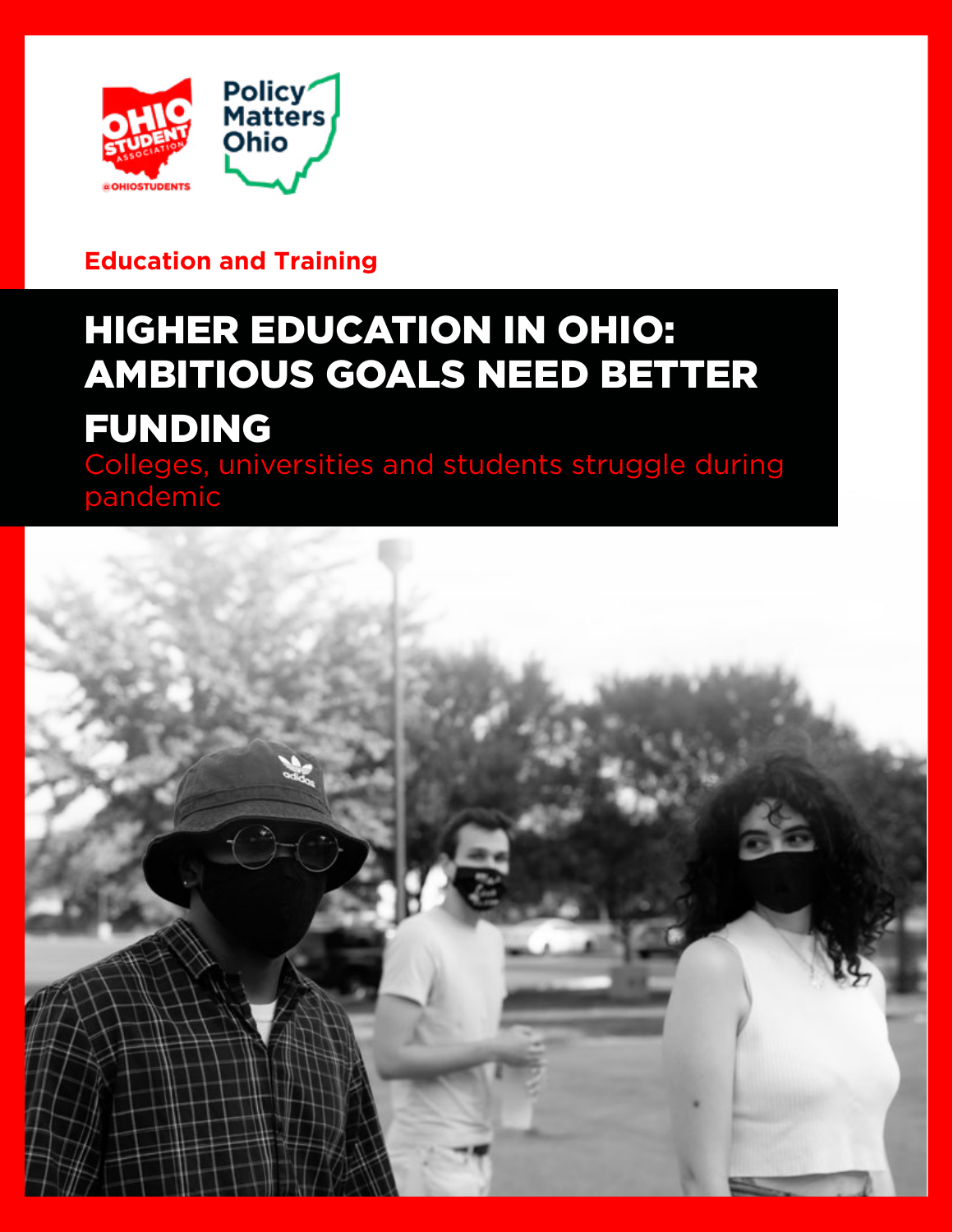Education and Training

# HIGHER EDUCATION IN OHIO: AMBITIOUS GOALS NEED BETTER FUNDING

## Colleges, universities and students struggle during pandemic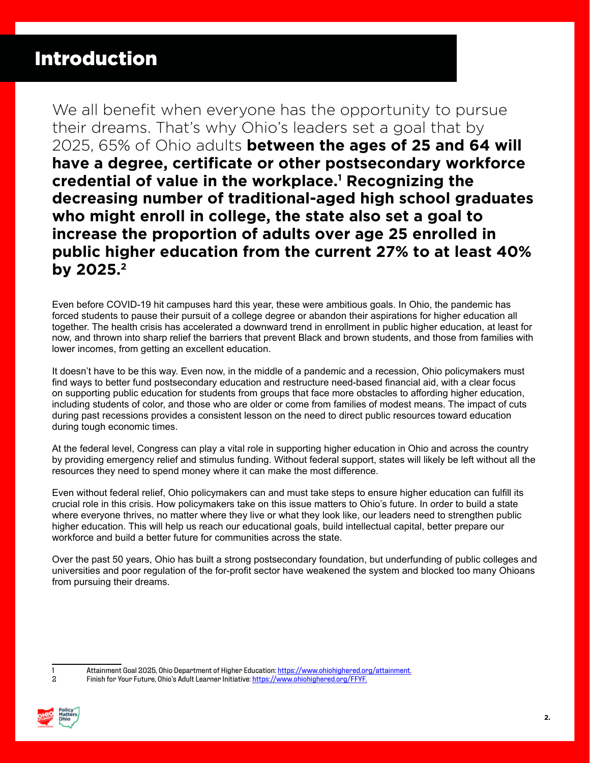# Introduction

We all benefit when everyone has the opportunity to pursue their dreams. That's why Ohio's leaders set a goal that by 2025, 65% of Ohio adults **between the ages of 25 and 64 will have a degree, certificate or other postsecondary workforce credential of value in the workplace.[1] Recognizing the decreasing number of traditional-aged high school graduates who might enroll in college, the state also set a goal to increase the proportion of adults over age 25 enrolled in public higher education from the current 27% to at least 40% by 2025.[2]**

Even before COVID-19 hit campuses hard this year, these were ambitious goals. In Ohio, the pandemic has forced students to pause their pursuit of a college degree or abandon their aspirations for higher education all together. The health crisis has accelerated a downward trend in enrollment in public higher education, at least for now, and thrown into sharp relief the barriers that prevent Black and brown students, and those from families with lower incomes, from getting an excellent education.

It doesn't have to be this way. Even now, in the middle of a pandemic and a recession, Ohio policymakers must find ways to better fund postsecondary education and restructure need-based financial aid, with a clear focus on supporting public education for students from groups that face more obstacles to affording higher education, including students of color, and those who are older or come from families of modest means. The impact of cuts during past recessions provides a consistent lesson on the need to direct public resources toward education during tough economic times.

At the federal level, Congress can play a vital role in supporting higher education in Ohio and across the country by providing emergency relief and stimulus funding. Without federal support, states will likely be left without all the resources they need to spend money where it can make the most difference.

Even without federal relief, Ohio policymakers can and must take steps to ensure higher education can fulfill its crucial role in this crisis. How policymakers take on this issue matters to Ohio's future. In order to build a state where everyone thrives, no matter where they live or what they look like, our leaders need to strengthen public higher education. This will help us reach our educational goals, build intellectual capital, better prepare our workforce and build a better future for communities across the state.

Over the past 50 years, Ohio has built a strong postsecondary foundation, but underfunding of public colleges and universities and poor regulation of the for-profit sector have weakened the system and blocked too many Ohioans from pursuing their dreams.

---

1 Attainment Goal 2025, Ohio Department of Higher Education: https://www.ohiohighered.org/attainment.

2 Finish for Your Future, Ohio's Adult Learner Initiative: https://www.ohiohighered.org/FFYF.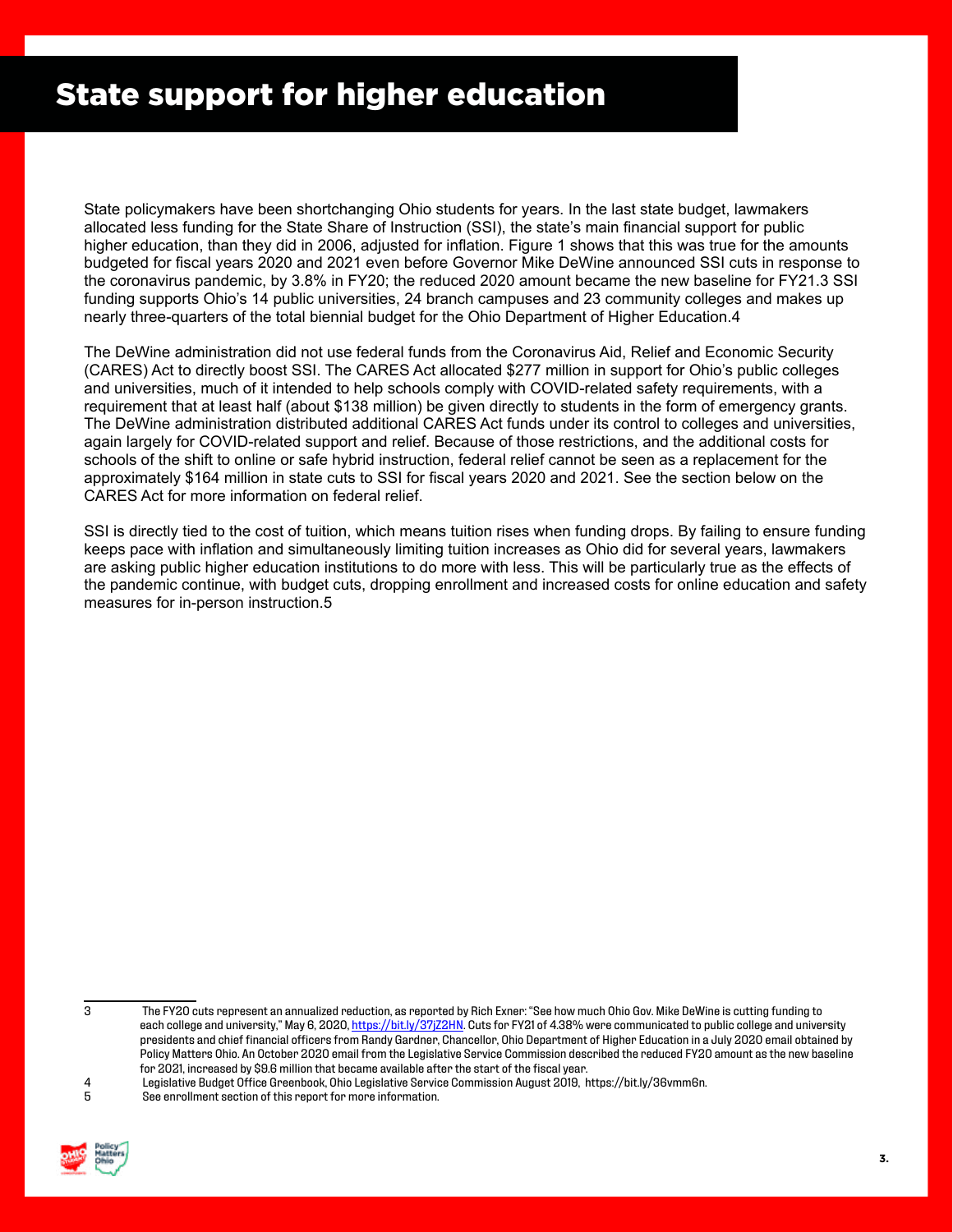# State support for higher education

State policymakers have been shortchanging Ohio students for years. In the last state budget, lawmakers allocated less funding for the State Share of Instruction (SSI), the state's main financial support for public higher education, than they did in 2006, adjusted for inflation. Figure 1 shows that this was true for the amounts budgeted for fiscal years 2020 and 2021 even before Governor Mike DeWine announced SSI cuts in response to the coronavirus pandemic, by 3.8% in FY20; the reduced 2020 amount became the new baseline for FY21.[3] SSI funding supports Ohio's 14 public universities, 24 branch campuses and 23 community colleges and makes up nearly three-quarters of the total biennial budget for the Ohio Department of Higher Education.[4]

The DeWine administration did not use federal funds from the Coronavirus Aid, Relief and Economic Security (CARES) Act to directly boost SSI. The CARES Act allocated $277 million in support for Ohio's public colleges and universities, much of it intended to help schools comply with COVID-related safety requirements, with a requirement that at least half (about $138 million) be given directly to students in the form of emergency grants. The DeWine administration distributed additional CARES Act funds under its control to colleges and universities, again largely for COVID-related support and relief. Because of those restrictions, and the additional costs for schools of the shift to online or safe hybrid instruction, federal relief cannot be seen as a replacement for the approximately $164 million in state cuts to SSI for fiscal years 2020 and 2021. See the section below on the CARES Act for more information on federal relief.

SSI is directly tied to the cost of tuition, which means tuition rises when funding drops. By failing to ensure funding keeps pace with inflation and simultaneously limiting tuition increases as Ohio did for several years, lawmakers are asking public higher education institutions to do more with less. This will be particularly true as the effects of the pandemic continue, with budget cuts, dropping enrollment and increased costs for online education and safety measures for in-person instruction.[5]

---

3 The FY20 cuts represent an annualized reduction, as reported by Rich Exner: "See how much Ohio Gov. Mike DeWine is cutting funding to each college and university," May 6, 2020, https://bit.ly/37jZ2HN. Cuts for FY21 of 4.38% were communicated to public college and university presidents and chief financial officers from Randy Gardner, Chancellor, Ohio Department of Higher Education in a July 2020 email obtained by Policy Matters Ohio. An October 2020 email from the Legislative Service Commission described the reduced FY20 amount as the new baseline for 2021, increased by $9.6 million that became available after the start of the fiscal year.

4 Legislative Budget Office Greenbook, Ohio Legislative Service Commission August 2019, https://bit.ly/36vmm6n.

5 See enrollment section of this report for more information.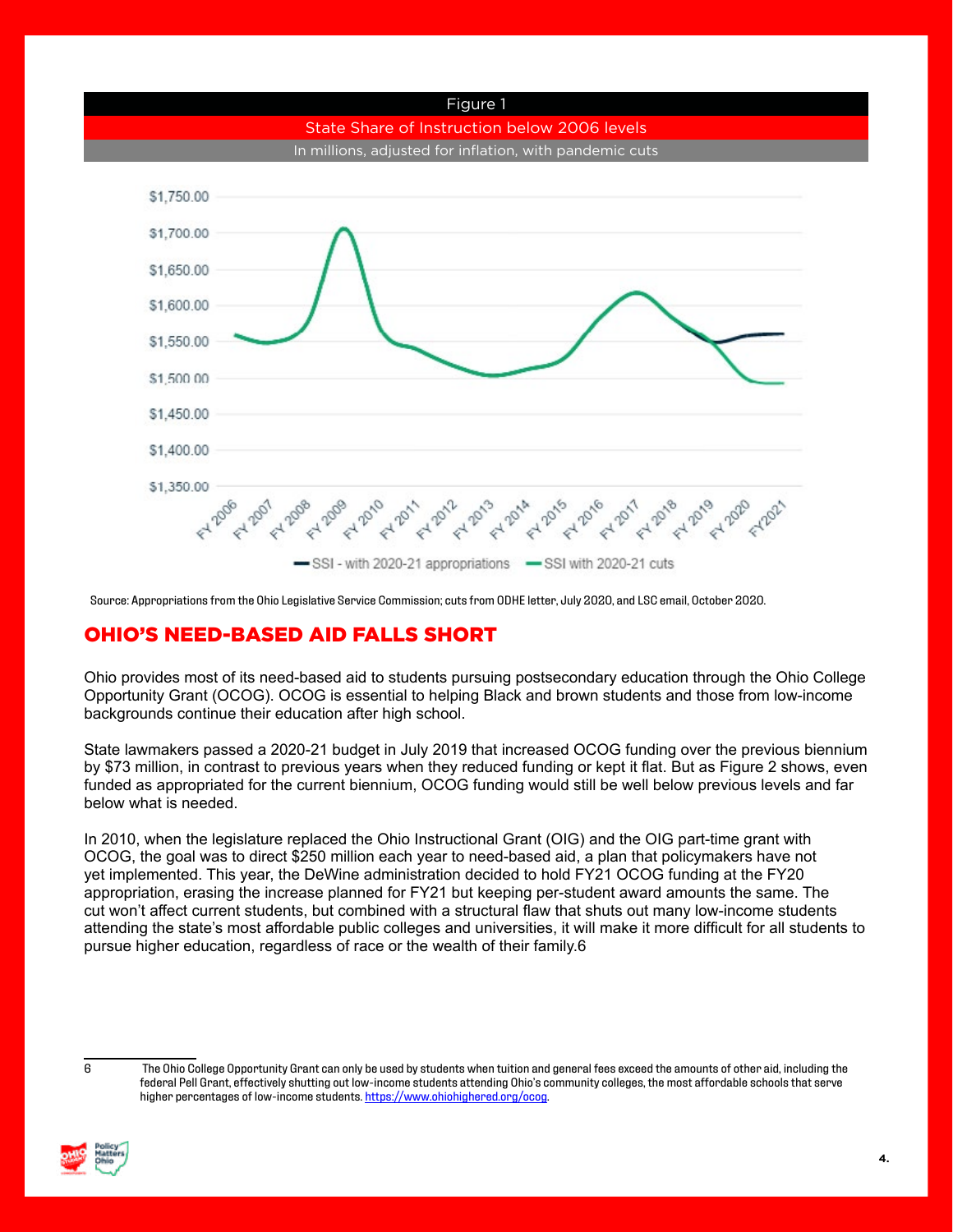Figure 1

State Share of Instruction below 2006 levels

In millions, adjusted for inflation, with pandemic cuts

Source: Appropriations from the Ohio Legislative Service Commission; cuts from ODHE letter, July 2020, and LSC email, October 2020.

## OHIO'S NEED-BASED AID FALLS SHORT

Ohio provides most of its need-based aid to students pursuing postsecondary education through the Ohio College Opportunity Grant (OCOG). OCOG is essential to helping Black and brown students and those from low-income backgrounds continue their education after high school.

State lawmakers passed a 2020-21 budget in July 2019 that increased OCOG funding over the previous biennium by $73 million, in contrast to previous years when they reduced funding or kept it flat. But as Figure 2 shows, even funded as appropriated for the current biennium, OCOG funding would still be well below previous levels and far below what is needed.

In 2010, when the legislature replaced the Ohio Instructional Grant (OIG) and the OIG part-time grant with OCOG, the goal was to direct $250 million each year to need-based aid, a plan that policymakers have not yet implemented. This year, the DeWine administration decided to hold FY21 OCOG funding at the FY20 appropriation, erasing the increase planned for FY21 but keeping per-student award amounts the same. The cut won't affect current students, but combined with a structural flaw that shuts out many low-income students attending the state's most affordable public colleges and universities, it will make it more difficult for all students to pursue higher education, regardless of race or the wealth of their family.[6]

[6] The Ohio College Opportunity Grant can only be used by students when tuition and general fees exceed the amounts of other aid, including the federal Pell Grant, effectively shutting out low-income students attending Ohio's community colleges, the most affordable schools that serve higher percentages of low-income students. https://www.ohiohighered.org/ocog.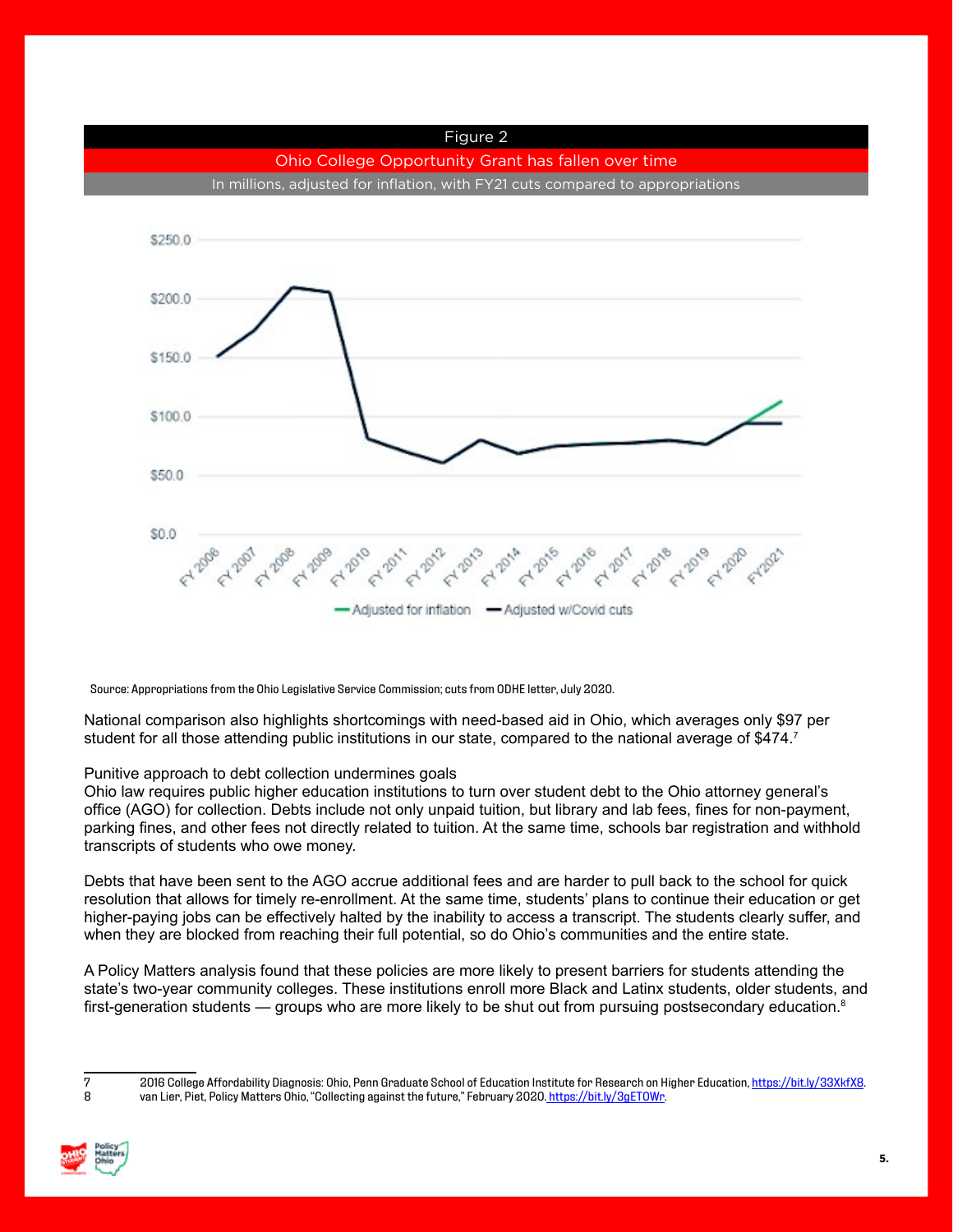Figure 2

Ohio College Opportunity Grant has fallen over time

In millions, adjusted for inflation, with FY21 cuts compared to appropriations

Source: Appropriations from the Ohio Legislative Service Commission; cuts from ODHE letter, July 2020.

National comparison also highlights shortcomings with need-based aid in Ohio, which averages only $97 per student for all those attending public institutions in our state, compared to the national average of $474.[7]

Punitive approach to debt collection undermines goals

Ohio law requires public higher education institutions to turn over student debt to the Ohio attorney general's office (AGO) for collection. Debts include not only unpaid tuition, but library and lab fees, fines for non-payment, parking fines, and other fees not directly related to tuition. At the same time, schools bar registration and withhold transcripts of students who owe money.

Debts that have been sent to the AGO accrue additional fees and are harder to pull back to the school for quick resolution that allows for timely re-enrollment. At the same time, students' plans to continue their education or get higher-paying jobs can be effectively halted by the inability to access a transcript. The students clearly suffer, and when they are blocked from reaching their full potential, so do Ohio's communities and the entire state.

A Policy Matters analysis found that these policies are more likely to present barriers for students attending the state's two-year community colleges. These institutions enroll more Black and Latinx students, older students, and first-generation students — groups who are more likely to be shut out from pursuing postsecondary education.[8]

---

7 2016 College Affordability Diagnosis: Ohio, Penn Graduate School of Education Institute for Research on Higher Education, https://bit.ly/33XkfX8.

8 van Lier, Piet, Policy Matters Ohio, "Collecting against the future," February 2020. https://bit.ly/3gETOWr.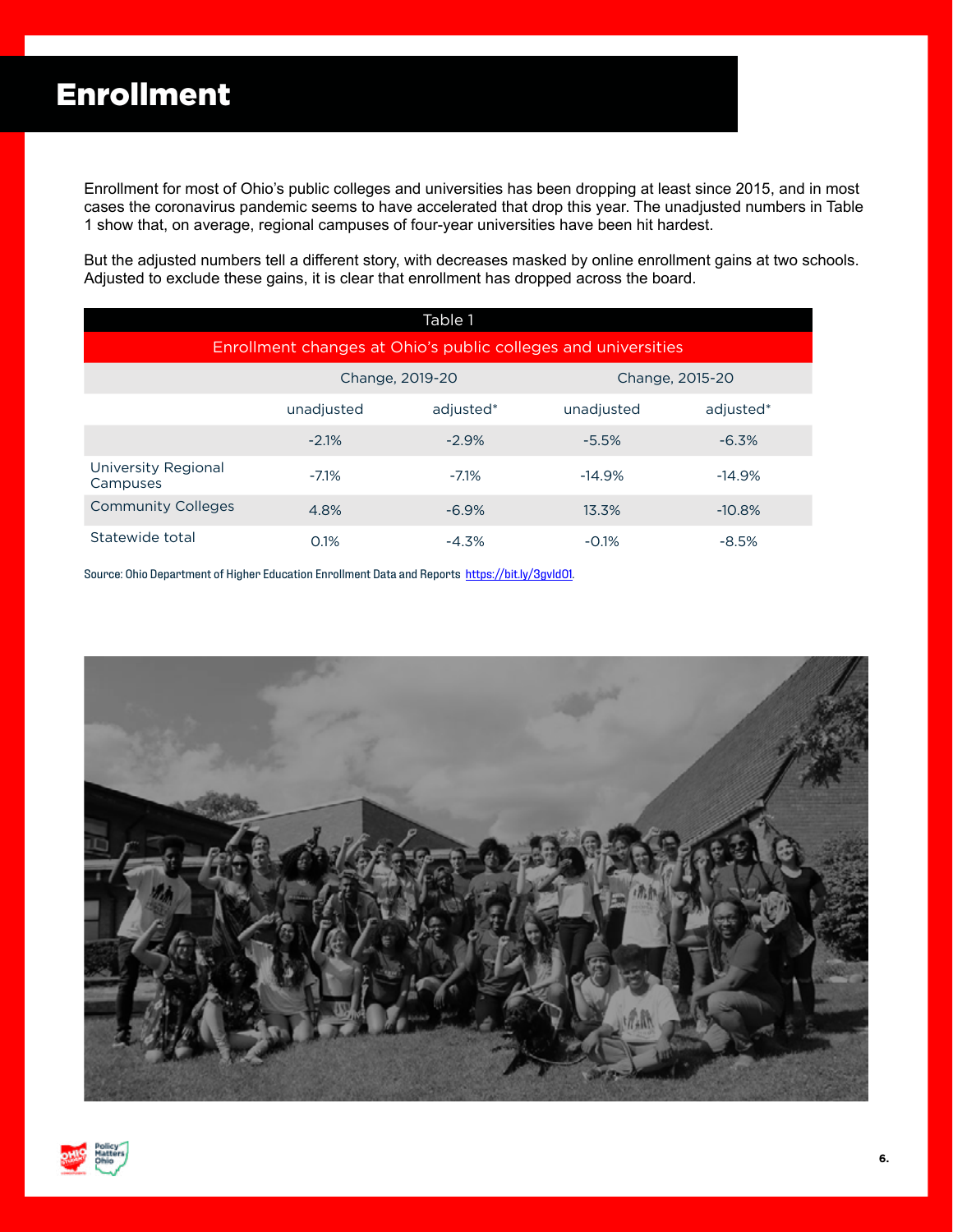# Enrollment

Enrollment for most of Ohio's public colleges and universities has been dropping at least since 2015, and in most cases the coronavirus pandemic seems to have accelerated that drop this year. The unadjusted numbers in Table 1 show that, on average, regional campuses of four-year universities have been hit hardest.

But the adjusted numbers tell a different story, with decreases masked by online enrollment gains at two schools. Adjusted to exclude these gains, it is clear that enrollment has dropped across the board.

Table 1

Enrollment changes at Ohio's public colleges and universities

| | Change, 2019-20 | | Change, 2015-20 | |
|---|---|---|---|---|
| | unadjusted | adjusted* | unadjusted | adjusted* |
| | -2.1% | -2.9% | -5.5% | -6.3% |
| University Regional Campuses | -7.1% | -7.1% | -14.9% | -14.9% |
| Community Colleges | 4.8% | -6.9% | 13.3% | -10.8% |
| Statewide total | 0.1% | -4.3% | -0.1% | -8.5% |

Source: Ohio Department of Higher Education Enrollment Data and Reports https://bit.ly/3gvld01.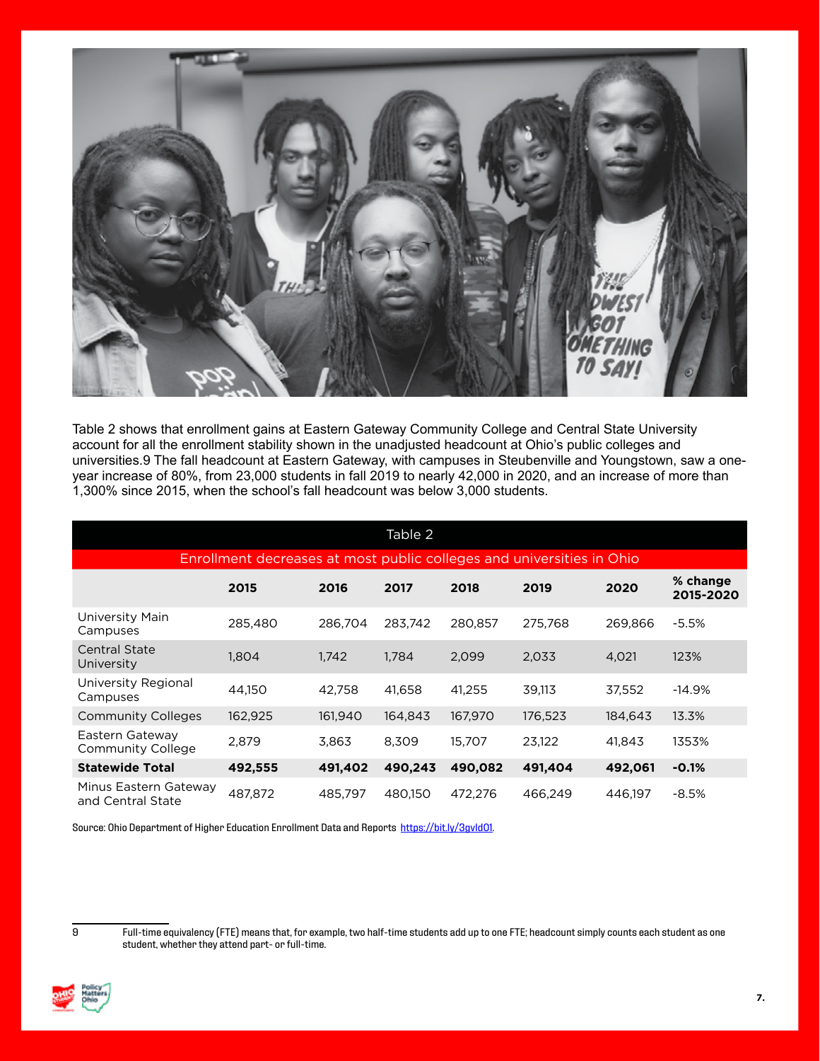Table 2 shows that enrollment gains at Eastern Gateway Community College and Central State University account for all the enrollment stability shown in the unadjusted headcount at Ohio's public colleges and universities.[9] The fall headcount at Eastern Gateway, with campuses in Steubenville and Youngstown, saw a one-year increase of 80%, from 23,000 students in fall 2019 to nearly 42,000 in 2020, and an increase of more than 1,300% since 2015, when the school's fall headcount was below 3,000 students.

**Table 2**

**Enrollment decreases at most public colleges and universities in Ohio**

| | 2015 | 2016 | 2017 | 2018 | 2019 | 2020 | % change 2015-2020 |
|---|---|---|---|---|---|---|---|
| University Main Campuses | 285,480 | 286,704 | 283,742 | 280,857 | 275,768 | 269,866 | -5.5% |
| Central State University | 1,804 | 1,742 | 1,784 | 2,099 | 2,033 | 4,021 | 123% |
| University Regional Campuses | 44,150 | 42,758 | 41,658 | 41,255 | 39,113 | 37,552 | -14.9% |
| Community Colleges | 162,925 | 161,940 | 164,843 | 167,970 | 176,523 | 184,643 | 13.3% |
| Eastern Gateway Community College | 2,879 | 3,863 | 8,309 | 15,707 | 23,122 | 41,843 | 1353% |
| **Statewide Total** | **492,555** | **491,402** | **490,243** | **490,082** | **491,404** | **492,061** | **-0.1%** |
| Minus Eastern Gateway and Central State | 487,872 | 485,797 | 480,150 | 472,276 | 466,249 | 446,197 | -8.5% |

Source: Ohio Department of Higher Education Enrollment Data and Reports https://bit.ly/3gvld01.

---

9 Full-time equivalency (FTE) means that, for example, two half-time students add up to one FTE; headcount simply counts each student as one student, whether they attend part- or full-time.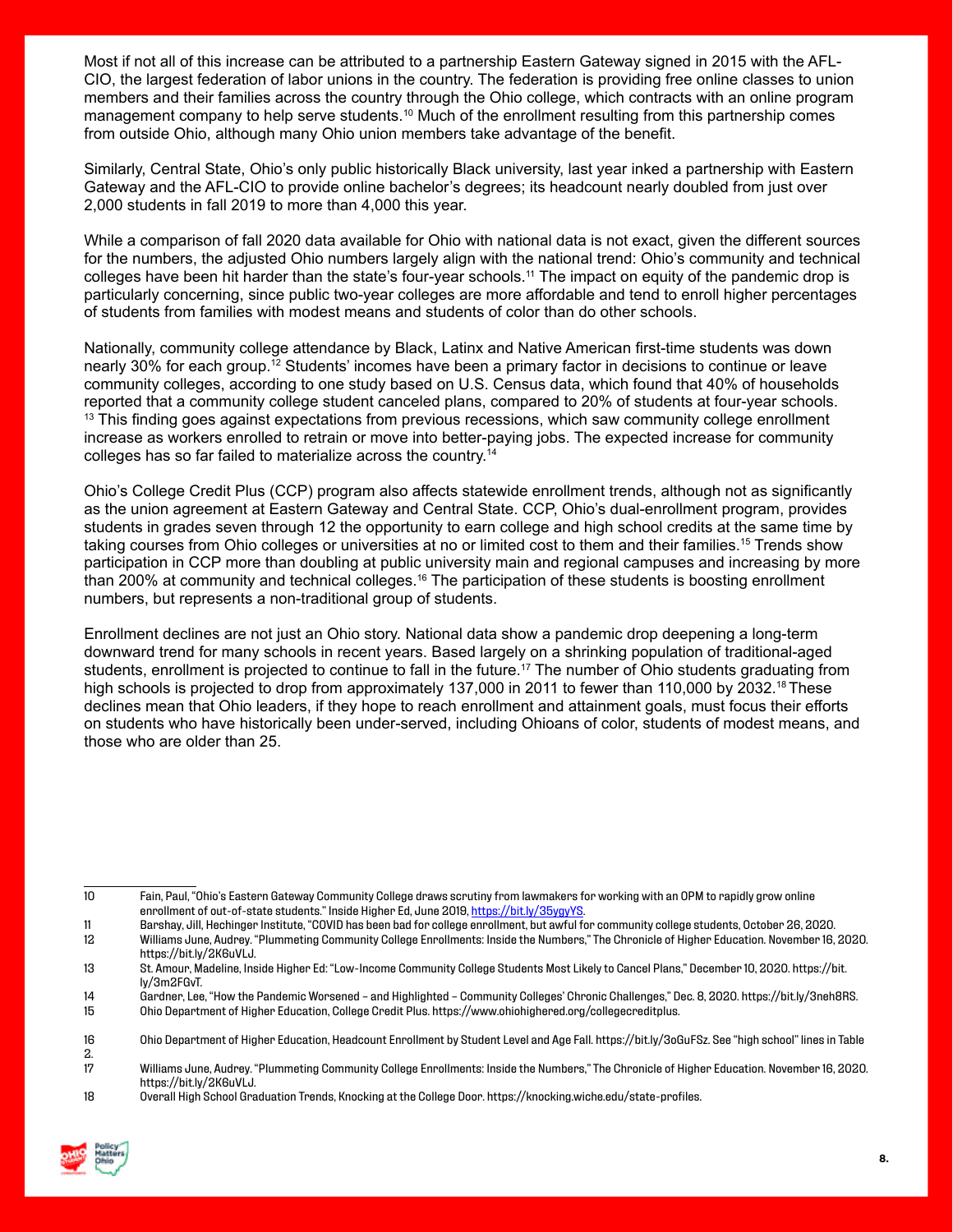Most if not all of this increase can be attributed to a partnership Eastern Gateway signed in 2015 with the AFL-CIO, the largest federation of labor unions in the country. The federation is providing free online classes to union members and their families across the country through the Ohio college, which contracts with an online program management company to help serve students.[10] Much of the enrollment resulting from this partnership comes from outside Ohio, although many Ohio union members take advantage of the benefit.

Similarly, Central State, Ohio's only public historically Black university, last year inked a partnership with Eastern Gateway and the AFL-CIO to provide online bachelor's degrees; its headcount nearly doubled from just over 2,000 students in fall 2019 to more than 4,000 this year.

While a comparison of fall 2020 data available for Ohio with national data is not exact, given the different sources for the numbers, the adjusted Ohio numbers largely align with the national trend: Ohio's community and technical colleges have been hit harder than the state's four-year schools.[11] The impact on equity of the pandemic drop is particularly concerning, since public two-year colleges are more affordable and tend to enroll higher percentages of students from families with modest means and students of color than do other schools.

Nationally, community college attendance by Black, Latinx and Native American first-time students was down nearly 30% for each group.[12] Students' incomes have been a primary factor in decisions to continue or leave community colleges, according to one study based on U.S. Census data, which found that 40% of households reported that a community college student canceled plans, compared to 20% of students at four-year schools.[13] This finding goes against expectations from previous recessions, which saw community college enrollment increase as workers enrolled to retrain or move into better-paying jobs. The expected increase for community colleges has so far failed to materialize across the country.[14]

Ohio's College Credit Plus (CCP) program also affects statewide enrollment trends, although not as significantly as the union agreement at Eastern Gateway and Central State. CCP, Ohio's dual-enrollment program, provides students in grades seven through 12 the opportunity to earn college and high school credits at the same time by taking courses from Ohio colleges or universities at no or limited cost to them and their families.[15] Trends show participation in CCP more than doubling at public university main and regional campuses and increasing by more than 200% at community and technical colleges.[16] The participation of these students is boosting enrollment numbers, but represents a non-traditional group of students.

Enrollment declines are not just an Ohio story. National data show a pandemic drop deepening a long-term downward trend for many schools in recent years. Based largely on a shrinking population of traditional-aged students, enrollment is projected to continue to fall in the future.[17] The number of Ohio students graduating from high schools is projected to drop from approximately 137,000 in 2011 to fewer than 110,000 by 2032.[18] These declines mean that Ohio leaders, if they hope to reach enrollment and attainment goals, must focus their efforts on students who have historically been under-served, including Ohioans of color, students of modest means, and those who are older than 25.

---

10 Fain, Paul, "Ohio's Eastern Gateway Community College draws scrutiny from lawmakers for working with an OPM to rapidly grow online enrollment of out-of-state students." Inside Higher Ed, June 2019, https://bit.ly/35ygyYS.

11 Barshay, Jill, Hechinger Institute, "COVID has been bad for college enrollment, but awful for community college students, October 26, 2020.

12 Williams June, Audrey. "Plummeting Community College Enrollments: Inside the Numbers," The Chronicle of Higher Education. November 16, 2020. https://bit.ly/2K6uVLJ.

13 St. Amour, Madeline, Inside Higher Ed: "Low-Income Community College Students Most Likely to Cancel Plans," December 10, 2020. https://bit.ly/3m2FGvT.

14 Gardner, Lee, "How the Pandemic Worsened – and Highlighted – Community Colleges' Chronic Challenges," Dec. 8, 2020. https://bit.ly/3neh8RS.

15 Ohio Department of Higher Education, College Credit Plus. https://www.ohiohighered.org/collegecreditplus.

16 Ohio Department of Higher Education, Headcount Enrollment by Student Level and Age Fall. https://bit.ly/3oGuFSz. See "high school" lines in Table 2.

17 Williams June, Audrey. "Plummeting Community College Enrollments: Inside the Numbers," The Chronicle of Higher Education. November 16, 2020. https://bit.ly/2K6uVLJ.

18 Overall High School Graduation Trends, Knocking at the College Door. https://knocking.wiche.edu/state-profiles.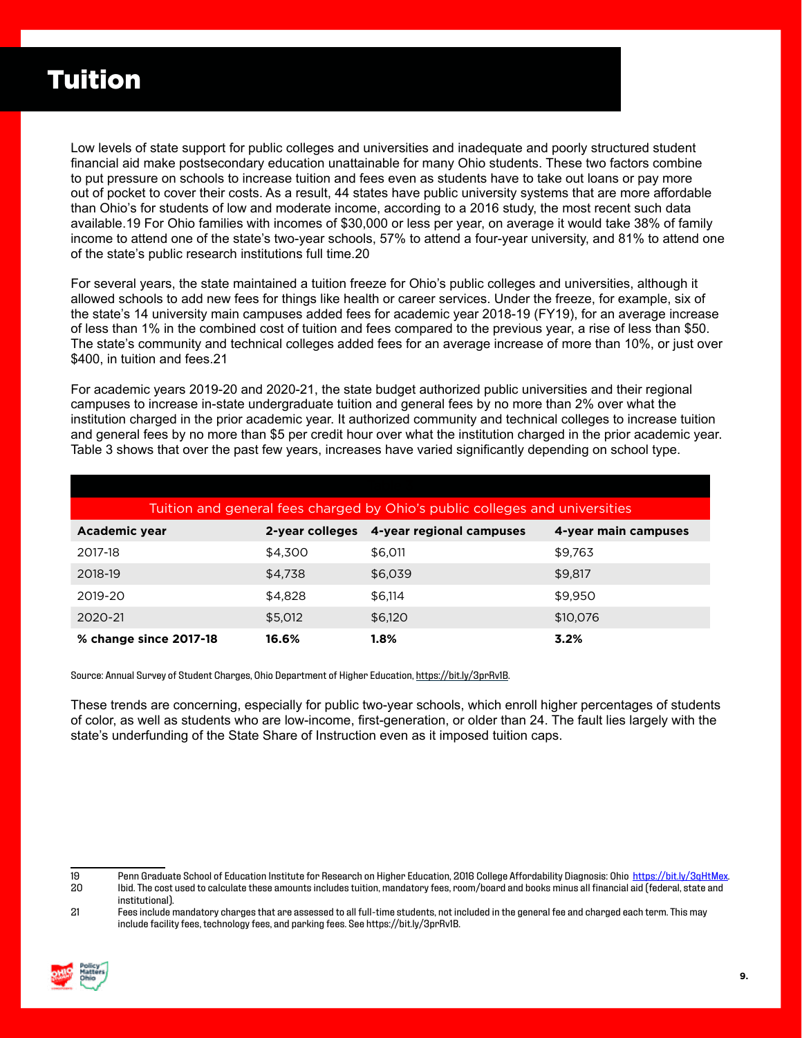# Tuition

Low levels of state support for public colleges and universities and inadequate and poorly structured student financial aid make postsecondary education unattainable for many Ohio students. These two factors combine to put pressure on schools to increase tuition and fees even as students have to take out loans or pay more out of pocket to cover their costs. As a result, 44 states have public university systems that are more affordable than Ohio's for students of low and moderate income, according to a 2016 study, the most recent such data available.[19] For Ohio families with incomes of $30,000 or less per year, on average it would take 38% of family income to attend one of the state's two-year schools, 57% to attend a four-year university, and 81% to attend one of the state's public research institutions full time.[20]

For several years, the state maintained a tuition freeze for Ohio's public colleges and universities, although it allowed schools to add new fees for things like health or career services. Under the freeze, for example, six of the state's 14 university main campuses added fees for academic year 2018-19 (FY19), for an average increase of less than 1% in the combined cost of tuition and fees compared to the previous year, a rise of less than $50. The state's community and technical colleges added fees for an average increase of more than 10%, or just over $400, in tuition and fees.[21]

For academic years 2019-20 and 2020-21, the state budget authorized public universities and their regional campuses to increase in-state undergraduate tuition and general fees by no more than 2% over what the institution charged in the prior academic year. It authorized community and technical colleges to increase tuition and general fees by no more than $5 per credit hour over what the institution charged in the prior academic year. Table 3 shows that over the past few years, increases have varied significantly depending on school type.

Tuition and general fees charged by Ohio's public colleges and universities

| Academic year | 2-year colleges | 4-year regional campuses | 4-year main campuses |
|---|---|---|---|
| 2017-18 | $4,300 | $6,011 | $9,763 |
| 2018-19 | $4,738 | $6,039 | $9,817 |
| 2019-20 | $4,828 | $6,114 | $9,950 |
| 2020-21 | $5,012 | $6,120 | $10,076 |
| **% change since 2017-18** | **16.6%** | **1.8%** | **3.2%** |

Source: Annual Survey of Student Charges, Ohio Department of Higher Education, https://bit.ly/3prRv1B.

These trends are concerning, especially for public two-year schools, which enroll higher percentages of students of color, as well as students who are low-income, first-generation, or older than 24. The fault lies largely with the state's underfunding of the State Share of Instruction even as it imposed tuition caps.

---

19 Penn Graduate School of Education Institute for Research on Higher Education, 2016 College Affordability Diagnosis: Ohio https://bit.ly/3qHtMex.

20 Ibid. The cost used to calculate these amounts includes tuition, mandatory fees, room/board and books minus all financial aid (federal, state and institutional).

21 Fees include mandatory charges that are assessed to all full-time students, not included in the general fee and charged each term. This may include facility fees, technology fees, and parking fees. See https://bit.ly/3prRv1B.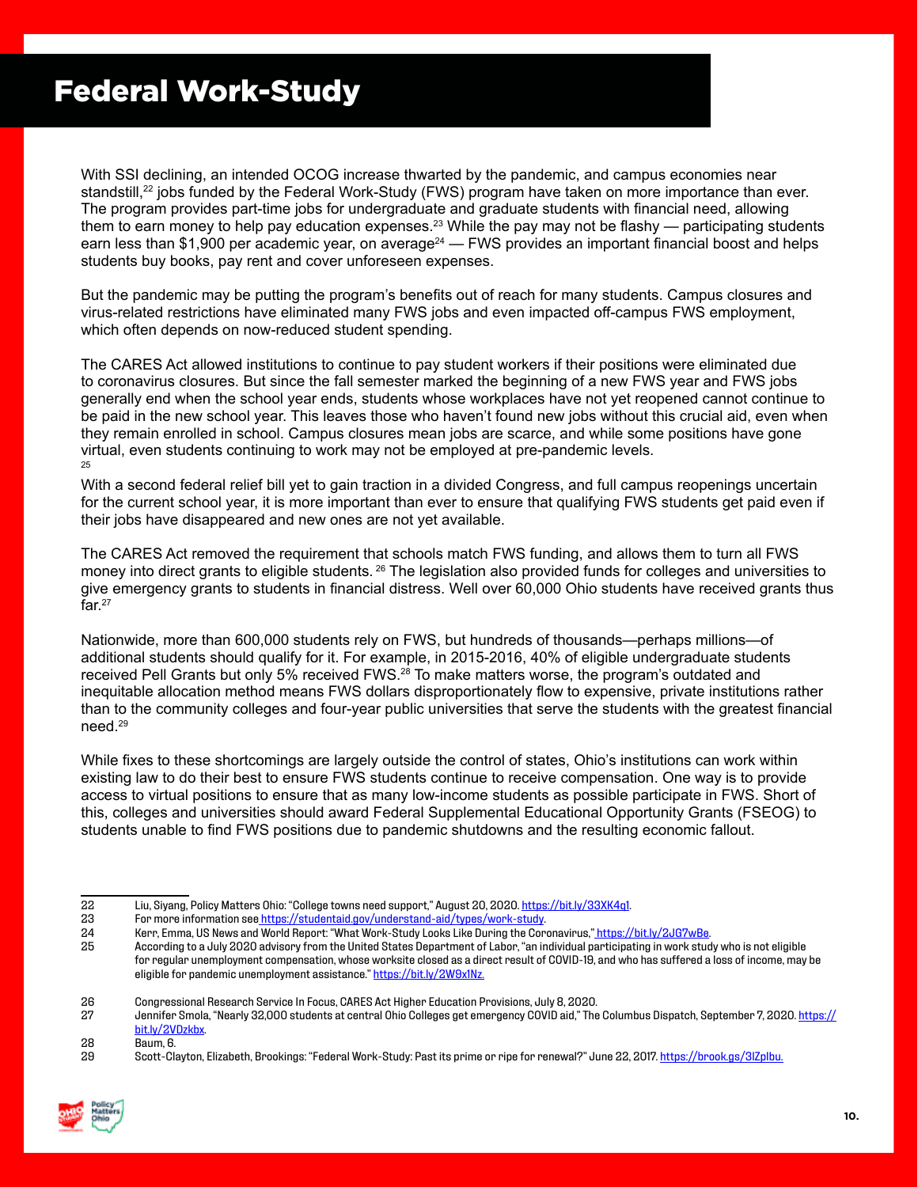# Federal Work-Study

With SSI declining, an intended OCOG increase thwarted by the pandemic, and campus economies near standstill,[22] jobs funded by the Federal Work-Study (FWS) program have taken on more importance than ever. The program provides part-time jobs for undergraduate and graduate students with financial need, allowing them to earn money to help pay education expenses.[23] While the pay may not be flashy — participating students earn less than $1,900 per academic year, on average[24] — FWS provides an important financial boost and helps students buy books, pay rent and cover unforeseen expenses.

But the pandemic may be putting the program's benefits out of reach for many students. Campus closures and virus-related restrictions have eliminated many FWS jobs and even impacted off-campus FWS employment, which often depends on now-reduced student spending.

The CARES Act allowed institutions to continue to pay student workers if their positions were eliminated due to coronavirus closures. But since the fall semester marked the beginning of a new FWS year and FWS jobs generally end when the school year ends, students whose workplaces have not yet reopened cannot continue to be paid in the new school year. This leaves those who haven't found new jobs without this crucial aid, even when they remain enrolled in school. Campus closures mean jobs are scarce, and while some positions have gone virtual, even students continuing to work may not be employed at pre-pandemic levels.[25]

With a second federal relief bill yet to gain traction in a divided Congress, and full campus reopenings uncertain for the current school year, it is more important than ever to ensure that qualifying FWS students get paid even if their jobs have disappeared and new ones are not yet available.

The CARES Act removed the requirement that schools match FWS funding, and allows them to turn all FWS money into direct grants to eligible students.[26] The legislation also provided funds for colleges and universities to give emergency grants to students in financial distress. Well over 60,000 Ohio students have received grants thus far.[27]

Nationwide, more than 600,000 students rely on FWS, but hundreds of thousands—perhaps millions—of additional students should qualify for it. For example, in 2015-2016, 40% of eligible undergraduate students received Pell Grants but only 5% received FWS.[28] To make matters worse, the program's outdated and inequitable allocation method means FWS dollars disproportionately flow to expensive, private institutions rather than to the community colleges and four-year public universities that serve the students with the greatest financial need.[29]

While fixes to these shortcomings are largely outside the control of states, Ohio's institutions can work within existing law to do their best to ensure FWS students continue to receive compensation. One way is to provide access to virtual positions to ensure that as many low-income students as possible participate in FWS. Short of this, colleges and universities should award Federal Supplemental Educational Opportunity Grants (FSEOG) to students unable to find FWS positions due to pandemic shutdowns and the resulting economic fallout.

---

22 Liu, Siyang, Policy Matters Ohio: "College towns need support," August 20, 2020. https://bit.ly/33XK4q1.

23 For more information see https://studentaid.gov/understand-aid/types/work-study.

24 Kerr, Emma, US News and World Report: "What Work-Study Looks Like During the Coronavirus," https://bit.ly/2JG7wBe.

25 According to a July 2020 advisory from the United States Department of Labor, "an individual participating in work study who is not eligible for regular unemployment compensation, whose worksite closed as a direct result of COVID-19, and who has suffered a loss of income, may be eligible for pandemic unemployment assistance." https://bit.ly/2W9x1Nz.

26 Congressional Research Service In Focus, CARES Act Higher Education Provisions, July 8, 2020.

27 Jennifer Smola, "Nearly 32,000 students at central Ohio Colleges get emergency COVID aid," The Columbus Dispatch, September 7, 2020. https://bit.ly/2VDzkbx.

28 Baum, 6.

29 Scott-Clayton, Elizabeth, Brookings: "Federal Work-Study: Past its prime or ripe for renewal?" June 22, 2017. https://brook.gs/3IZplbu.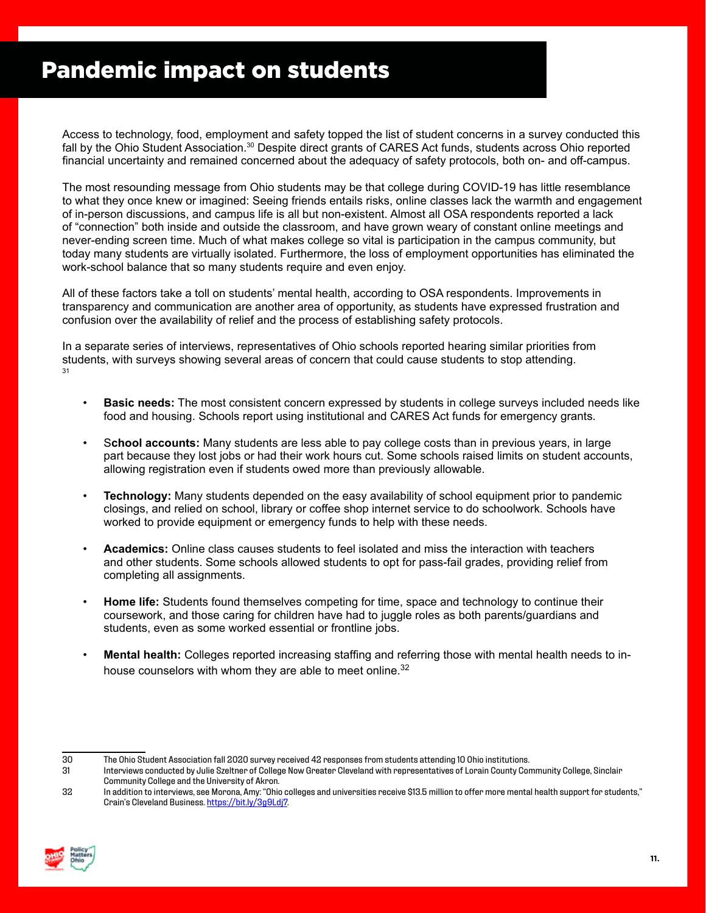# Pandemic impact on students

Access to technology, food, employment and safety topped the list of student concerns in a survey conducted this fall by the Ohio Student Association.[30] Despite direct grants of CARES Act funds, students across Ohio reported financial uncertainty and remained concerned about the adequacy of safety protocols, both on- and off-campus.

The most resounding message from Ohio students may be that college during COVID-19 has little resemblance to what they once knew or imagined: Seeing friends entails risks, online classes lack the warmth and engagement of in-person discussions, and campus life is all but non-existent. Almost all OSA respondents reported a lack of "connection" both inside and outside the classroom, and have grown weary of constant online meetings and never-ending screen time. Much of what makes college so vital is participation in the campus community, but today many students are virtually isolated. Furthermore, the loss of employment opportunities has eliminated the work-school balance that so many students require and even enjoy.

All of these factors take a toll on students' mental health, according to OSA respondents. Improvements in transparency and communication are another area of opportunity, as students have expressed frustration and confusion over the availability of relief and the process of establishing safety protocols.

In a separate series of interviews, representatives of Ohio schools reported hearing similar priorities from students, with surveys showing several areas of concern that could cause students to stop attending.[31]

- **Basic needs:** The most consistent concern expressed by students in college surveys included needs like food and housing. Schools report using institutional and CARES Act funds for emergency grants.
- **School accounts:** Many students are less able to pay college costs than in previous years, in large part because they lost jobs or had their work hours cut. Some schools raised limits on student accounts, allowing registration even if students owed more than previously allowable.
- **Technology:** Many students depended on the easy availability of school equipment prior to pandemic closings, and relied on school, library or coffee shop internet service to do schoolwork. Schools have worked to provide equipment or emergency funds to help with these needs.
- **Academics:** Online class causes students to feel isolated and miss the interaction with teachers and other students. Some schools allowed students to opt for pass-fail grades, providing relief from completing all assignments.
- **Home life:** Students found themselves competing for time, space and technology to continue their coursework, and those caring for children have had to juggle roles as both parents/guardians and students, even as some worked essential or frontline jobs.
- **Mental health:** Colleges reported increasing staffing and referring those with mental health needs to in-house counselors with whom they are able to meet online.[32]

---

30 The Ohio Student Association fall 2020 survey received 42 responses from students attending 10 Ohio institutions.

31 Interviews conducted by Julie Szeltner of College Now Greater Cleveland with representatives of Lorain County Community College, Sinclair Community College and the University of Akron.

32 In addition to interviews, see Morona, Amy: "Ohio colleges and universities receive $13.5 million to offer more mental health support for students," Crain's Cleveland Business. https://bit.ly/3g9Ldj7.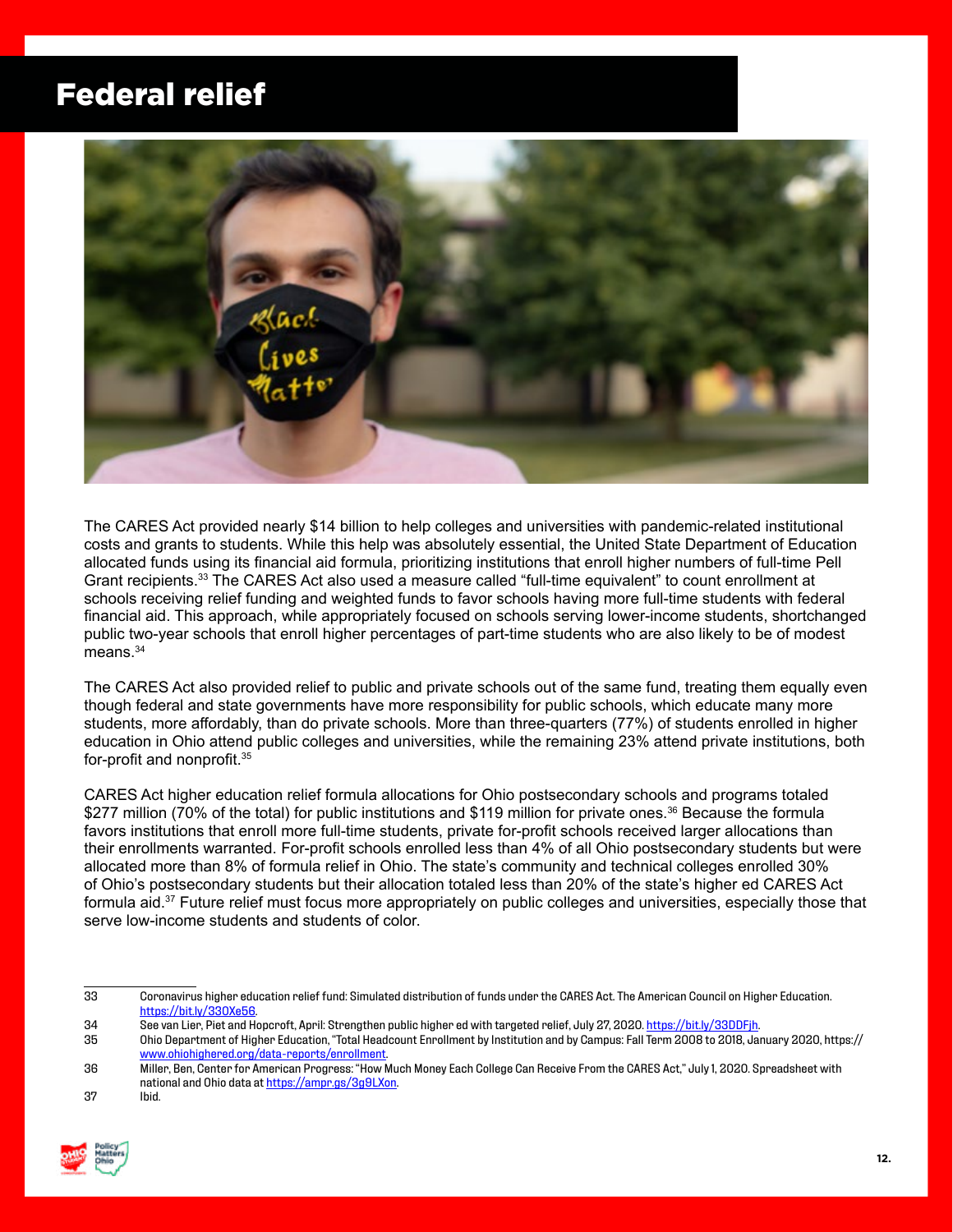# Federal relief

The CARES Act provided nearly $14 billion to help colleges and universities with pandemic-related institutional costs and grants to students. While this help was absolutely essential, the United State Department of Education allocated funds using its financial aid formula, prioritizing institutions that enroll higher numbers of full-time Pell Grant recipients.[33] The CARES Act also used a measure called "full-time equivalent" to count enrollment at schools receiving relief funding and weighted funds to favor schools having more full-time students with federal financial aid. This approach, while appropriately focused on schools serving lower-income students, shortchanged public two-year schools that enroll higher percentages of part-time students who are also likely to be of modest means.[34]

The CARES Act also provided relief to public and private schools out of the same fund, treating them equally even though federal and state governments have more responsibility for public schools, which educate many more students, more affordably, than do private schools. More than three-quarters (77%) of students enrolled in higher education in Ohio attend public colleges and universities, while the remaining 23% attend private institutions, both for-profit and nonprofit.[35]

CARES Act higher education relief formula allocations for Ohio postsecondary schools and programs totaled $277 million (70% of the total) for public institutions and $119 million for private ones.[36] Because the formula favors institutions that enroll more full-time students, private for-profit schools received larger allocations than their enrollments warranted. For-profit schools enrolled less than 4% of all Ohio postsecondary students but were allocated more than 8% of formula relief in Ohio. The state's community and technical colleges enrolled 30% of Ohio's postsecondary students but their allocation totaled less than 20% of the state's higher ed CARES Act formula aid.[37] Future relief must focus more appropriately on public colleges and universities, especially those that serve low-income students and students of color.

---

33 Coronavirus higher education relief fund: Simulated distribution of funds under the CARES Act. The American Council on Higher Education. https://bit.ly/33OXe56.

34 See van Lier, Piet and Hopcroft, April: Strengthen public higher ed with targeted relief, July 27, 2020. https://bit.ly/33DDFjh.

35 Ohio Department of Higher Education, "Total Headcount Enrollment by Institution and by Campus: Fall Term 2008 to 2018, January 2020, https://www.ohiohighered.org/data-reports/enrollment.

36 Miller, Ben, Center for American Progress: "How Much Money Each College Can Receive From the CARES Act," July 1, 2020. Spreadsheet with national and Ohio data at https://ampr.gs/3g9LXon.

37 Ibid.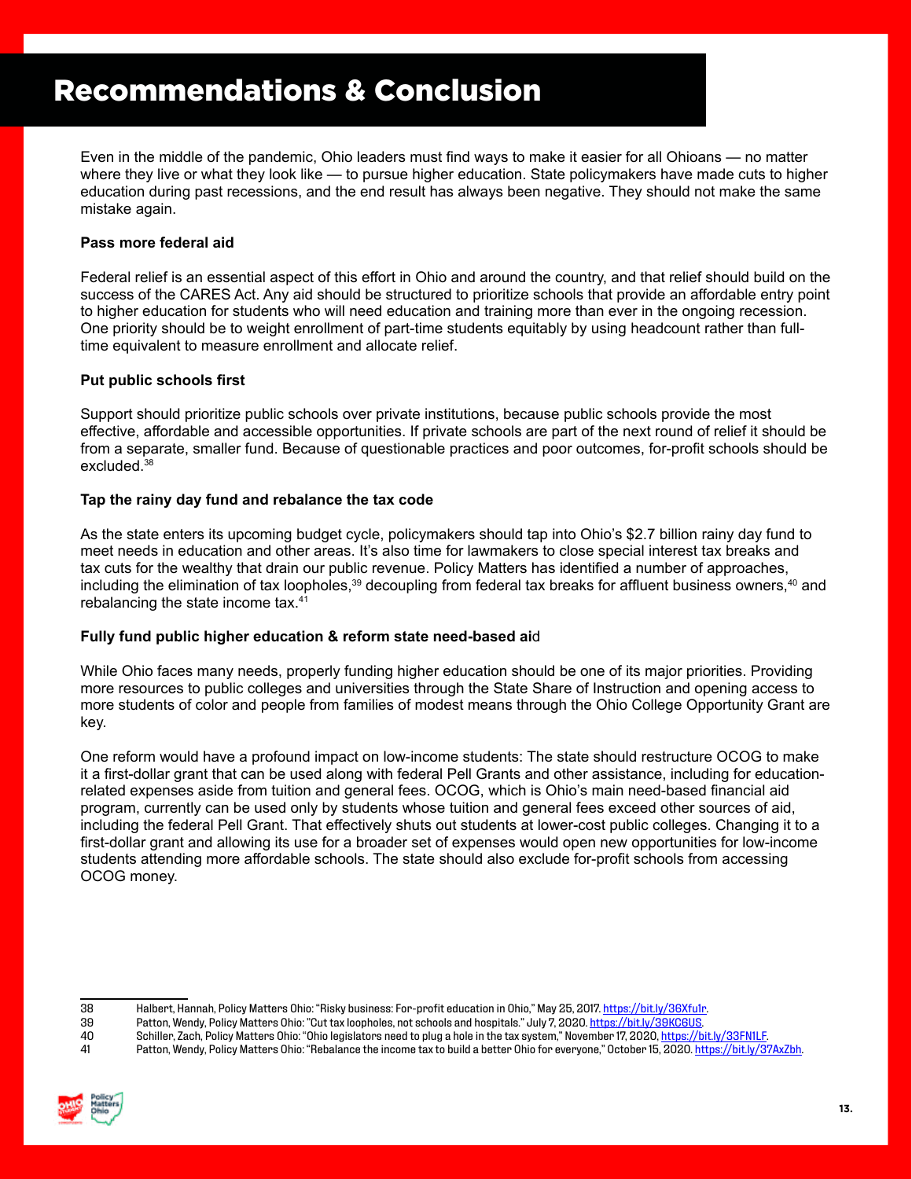# Recommendations & Conclusion

Even in the middle of the pandemic, Ohio leaders must find ways to make it easier for all Ohioans — no matter where they live or what they look like — to pursue higher education. State policymakers have made cuts to higher education during past recessions, and the end result has always been negative. They should not make the same mistake again.

**Pass more federal aid**

Federal relief is an essential aspect of this effort in Ohio and around the country, and that relief should build on the success of the CARES Act. Any aid should be structured to prioritize schools that provide an affordable entry point to higher education for students who will need education and training more than ever in the ongoing recession. One priority should be to weight enrollment of part-time students equitably by using headcount rather than full-time equivalent to measure enrollment and allocate relief.

**Put public schools first**

Support should prioritize public schools over private institutions, because public schools provide the most effective, affordable and accessible opportunities. If private schools are part of the next round of relief it should be from a separate, smaller fund. Because of questionable practices and poor outcomes, for-profit schools should be excluded.[38]

**Tap the rainy day fund and rebalance the tax code**

As the state enters its upcoming budget cycle, policymakers should tap into Ohio's $2.7 billion rainy day fund to meet needs in education and other areas. It's also time for lawmakers to close special interest tax breaks and tax cuts for the wealthy that drain our public revenue. Policy Matters has identified a number of approaches, including the elimination of tax loopholes,[39] decoupling from federal tax breaks for affluent business owners,[40] and rebalancing the state income tax.[41]

**Fully fund public higher education & reform state need-based aid**

While Ohio faces many needs, properly funding higher education should be one of its major priorities. Providing more resources to public colleges and universities through the State Share of Instruction and opening access to more students of color and people from families of modest means through the Ohio College Opportunity Grant are key.

One reform would have a profound impact on low-income students: The state should restructure OCOG to make it a first-dollar grant that can be used along with federal Pell Grants and other assistance, including for education-related expenses aside from tuition and general fees. OCOG, which is Ohio's main need-based financial aid program, currently can be used only by students whose tuition and general fees exceed other sources of aid, including the federal Pell Grant. That effectively shuts out students at lower-cost public colleges. Changing it to a first-dollar grant and allowing its use for a broader set of expenses would open new opportunities for low-income students attending more affordable schools. The state should also exclude for-profit schools from accessing OCOG money.

---

38 Halbert, Hannah, Policy Matters Ohio: "Risky business: For-profit education in Ohio," May 25, 2017. https://bit.ly/36Xfu1r.

39 Patton, Wendy, Policy Matters Ohio: "Cut tax loopholes, not schools and hospitals." July 7, 2020. https://bit.ly/39KC6US.

40 Schiller, Zach, Policy Matters Ohio: "Ohio legislators need to plug a hole in the tax system," November 17, 2020, https://bit.ly/33FN1LF.

41 Patton, Wendy, Policy Matters Ohio: "Rebalance the income tax to build a better Ohio for everyone," October 15, 2020. https://bit.ly/37AxZbh.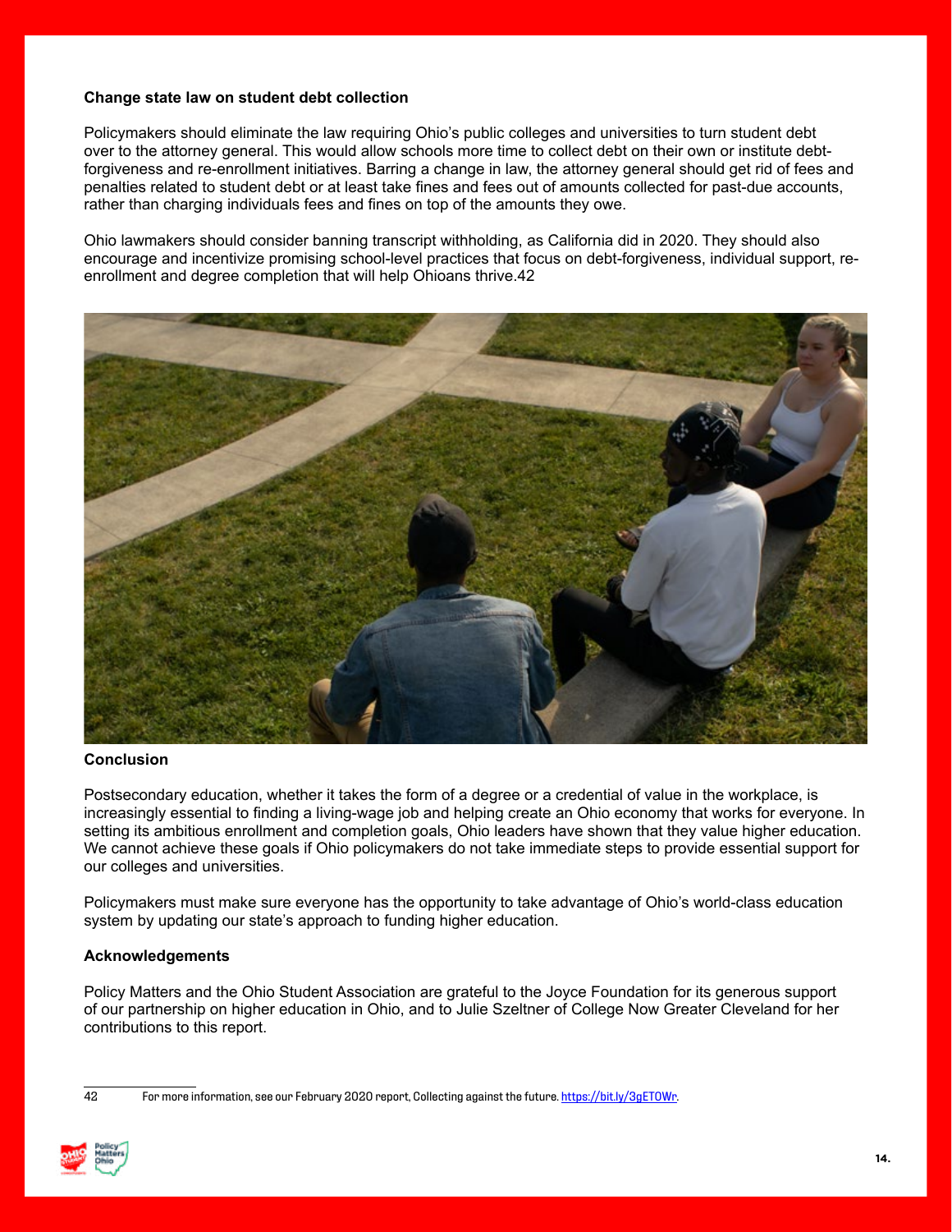### Change state law on student debt collection

Policymakers should eliminate the law requiring Ohio's public colleges and universities to turn student debt over to the attorney general. This would allow schools more time to collect debt on their own or institute debt-forgiveness and re-enrollment initiatives. Barring a change in law, the attorney general should get rid of fees and penalties related to student debt or at least take fines and fees out of amounts collected for past-due accounts, rather than charging individuals fees and fines on top of the amounts they owe.

Ohio lawmakers should consider banning transcript withholding, as California did in 2020. They should also encourage and incentivize promising school-level practices that focus on debt-forgiveness, individual support, re-enrollment and degree completion that will help Ohioans thrive.[42]

### Conclusion

Postsecondary education, whether it takes the form of a degree or a credential of value in the workplace, is increasingly essential to finding a living-wage job and helping create an Ohio economy that works for everyone. In setting its ambitious enrollment and completion goals, Ohio leaders have shown that they value higher education. We cannot achieve these goals if Ohio policymakers do not take immediate steps to provide essential support for our colleges and universities.

Policymakers must make sure everyone has the opportunity to take advantage of Ohio's world-class education system by updating our state's approach to funding higher education.

### Acknowledgements

Policy Matters and the Ohio Student Association are grateful to the Joyce Foundation for its generous support of our partnership on higher education in Ohio, and to Julie Szeltner of College Now Greater Cleveland for her contributions to this report.

---

42 For more information, see our February 2020 report, Collecting against the future. https://bit.ly/3gET0Wr.